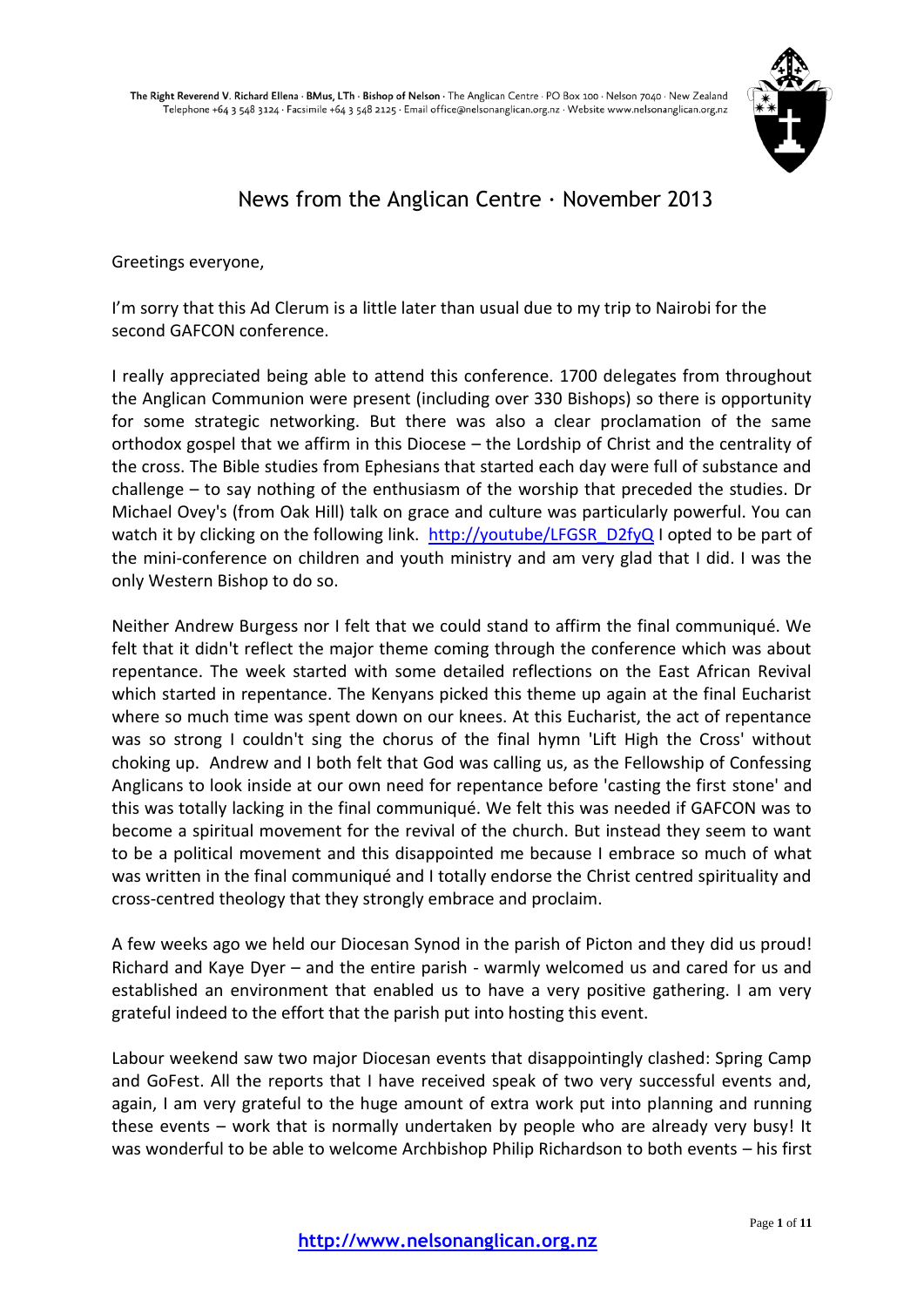**The Right Reverend V. Richard Ellena · BMus, LTh · Bishop of Nelson** · The Anglican Centre · PO Box 100 · Nelson 7040 · New Zealand
Telephone +64 3 548 3124 · Facsimile +64 3 548 2125 · Email office@nelsonanglican.org.nz · Website www.nelsonanglican.org.nz

# News from the Anglican Centre · November 2013

Greetings everyone,

I'm sorry that this Ad Clerum is a little later than usual due to my trip to Nairobi for the second GAFCON conference.

I really appreciated being able to attend this conference. 1700 delegates from throughout the Anglican Communion were present (including over 330 Bishops) so there is opportunity for some strategic networking. But there was also a clear proclamation of the same orthodox gospel that we affirm in this Diocese – the Lordship of Christ and the centrality of the cross. The Bible studies from Ephesians that started each day were full of substance and challenge – to say nothing of the enthusiasm of the worship that preceded the studies. Dr Michael Ovey's (from Oak Hill) talk on grace and culture was particularly powerful. You can watch it by clicking on the following link. http://youtube/LFGSR_D2fyQ I opted to be part of the mini-conference on children and youth ministry and am very glad that I did. I was the only Western Bishop to do so.

Neither Andrew Burgess nor I felt that we could stand to affirm the final communiqué. We felt that it didn't reflect the major theme coming through the conference which was about repentance. The week started with some detailed reflections on the East African Revival which started in repentance. The Kenyans picked this theme up again at the final Eucharist where so much time was spent down on our knees. At this Eucharist, the act of repentance was so strong I couldn't sing the chorus of the final hymn 'Lift High the Cross' without choking up. Andrew and I both felt that God was calling us, as the Fellowship of Confessing Anglicans to look inside at our own need for repentance before 'casting the first stone' and this was totally lacking in the final communiqué. We felt this was needed if GAFCON was to become a spiritual movement for the revival of the church. But instead they seem to want to be a political movement and this disappointed me because I embrace so much of what was written in the final communiqué and I totally endorse the Christ centred spirituality and cross-centred theology that they strongly embrace and proclaim.

A few weeks ago we held our Diocesan Synod in the parish of Picton and they did us proud! Richard and Kaye Dyer – and the entire parish - warmly welcomed us and cared for us and established an environment that enabled us to have a very positive gathering. I am very grateful indeed to the effort that the parish put into hosting this event.

Labour weekend saw two major Diocesan events that disappointingly clashed: Spring Camp and GoFest. All the reports that I have received speak of two very successful events and, again, I am very grateful to the huge amount of extra work put into planning and running these events – work that is normally undertaken by people who are already very busy! It was wonderful to be able to welcome Archbishop Philip Richardson to both events – his first

**http://www.nelsonanglican.org.nz**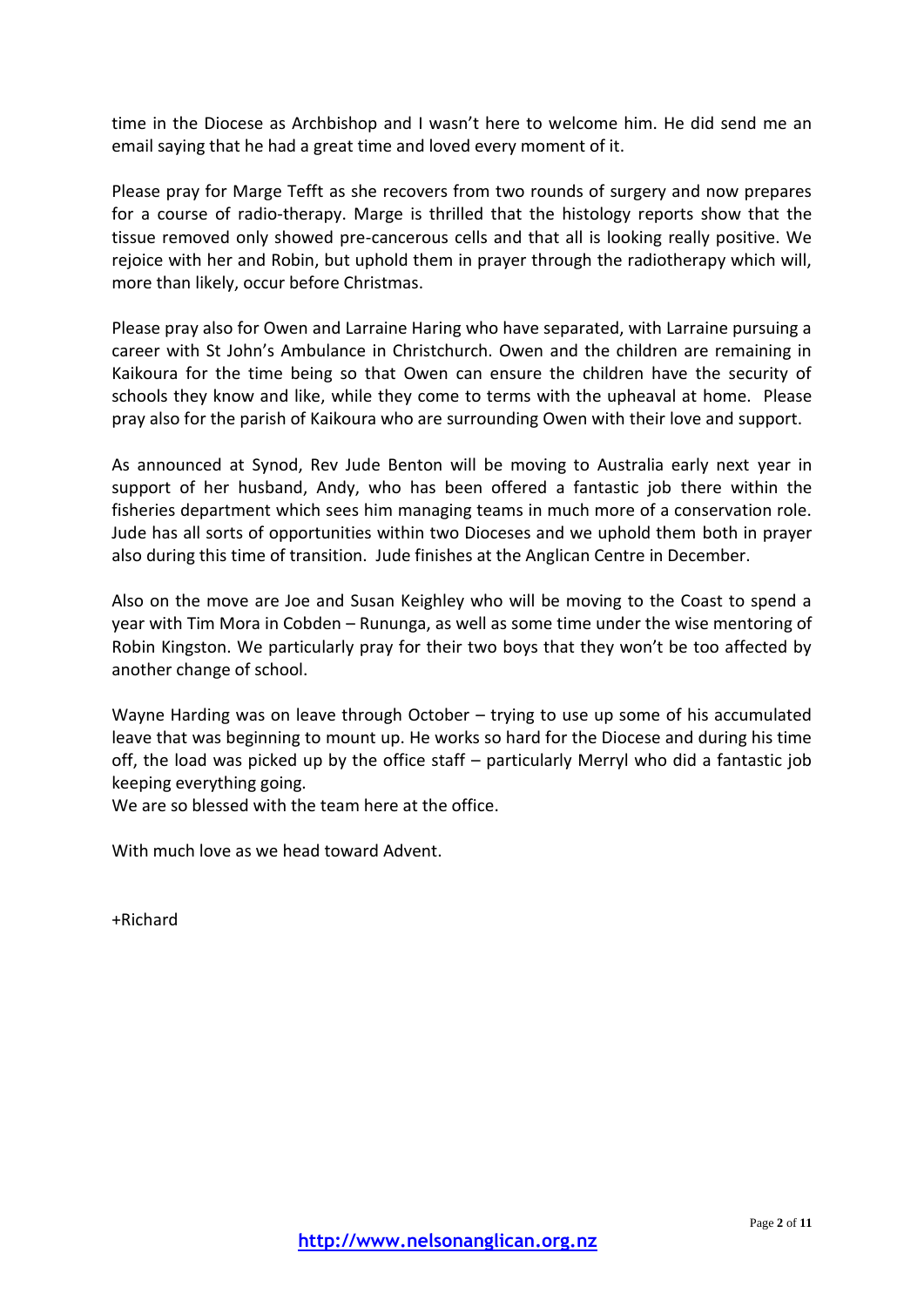time in the Diocese as Archbishop and I wasn't here to welcome him. He did send me an email saying that he had a great time and loved every moment of it.

Please pray for Marge Tefft as she recovers from two rounds of surgery and now prepares for a course of radio-therapy. Marge is thrilled that the histology reports show that the tissue removed only showed pre-cancerous cells and that all is looking really positive. We rejoice with her and Robin, but uphold them in prayer through the radiotherapy which will, more than likely, occur before Christmas.

Please pray also for Owen and Larraine Haring who have separated, with Larraine pursuing a career with St John's Ambulance in Christchurch. Owen and the children are remaining in Kaikoura for the time being so that Owen can ensure the children have the security of schools they know and like, while they come to terms with the upheaval at home. Please pray also for the parish of Kaikoura who are surrounding Owen with their love and support.

As announced at Synod, Rev Jude Benton will be moving to Australia early next year in support of her husband, Andy, who has been offered a fantastic job there within the fisheries department which sees him managing teams in much more of a conservation role. Jude has all sorts of opportunities within two Dioceses and we uphold them both in prayer also during this time of transition. Jude finishes at the Anglican Centre in December.

Also on the move are Joe and Susan Keighley who will be moving to the Coast to spend a year with Tim Mora in Cobden – Runanga, as well as some time under the wise mentoring of Robin Kingston. We particularly pray for their two boys that they won't be too affected by another change of school.

Wayne Harding was on leave through October – trying to use up some of his accumulated leave that was beginning to mount up. He works so hard for the Diocese and during his time off, the load was picked up by the office staff – particularly Merryl who did a fantastic job keeping everything going.
We are so blessed with the team here at the office.

With much love as we head toward Advent.

+Richard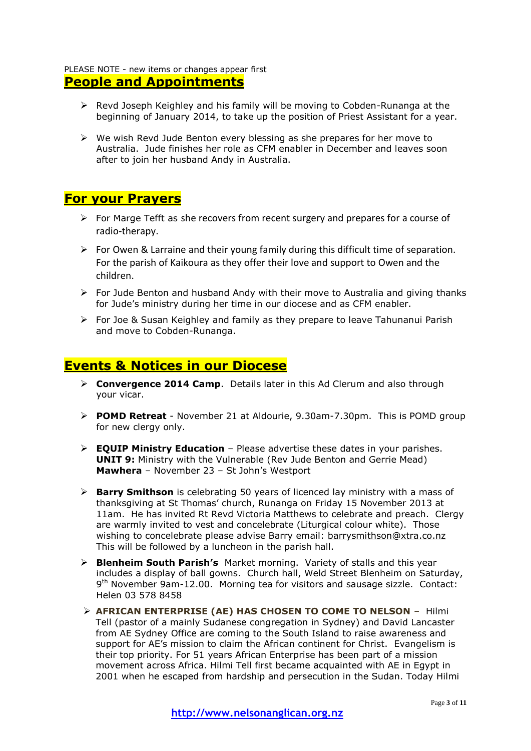PLEASE NOTE - new items or changes appear first

## People and Appointments

- Revd Joseph Keighley and his family will be moving to Cobden-Runanga at the beginning of January 2014, to take up the position of Priest Assistant for a year.
- We wish Revd Jude Benton every blessing as she prepares for her move to Australia. Jude finishes her role as CFM enabler in December and leaves soon after to join her husband Andy in Australia.

## For your Prayers

- For Marge Tefft as she recovers from recent surgery and prepares for a course of radio-therapy.
- For Owen & Larraine and their young family during this difficult time of separation. For the parish of Kaikoura as they offer their love and support to Owen and the children.
- For Jude Benton and husband Andy with their move to Australia and giving thanks for Jude's ministry during her time in our diocese and as CFM enabler.
- For Joe & Susan Keighley and family as they prepare to leave Tahunanui Parish and move to Cobden-Runanga.

## Events & Notices in our Diocese

- **Convergence 2014 Camp**. Details later in this Ad Clerum and also through your vicar.
- **POMD Retreat** - November 21 at Aldourie, 9.30am-7.30pm. This is POMD group for new clergy only.
- **EQUIP Ministry Education** – Please advertise these dates in your parishes.
  **UNIT 9:** Ministry with the Vulnerable (Rev Jude Benton and Gerrie Mead)
  **Mawhera** – November 23 – St John's Westport
- **Barry Smithson** is celebrating 50 years of licenced lay ministry with a mass of thanksgiving at St Thomas' church, Runanga on Friday 15 November 2013 at 11am. He has invited Rt Revd Victoria Matthews to celebrate and preach. Clergy are warmly invited to vest and concelebrate (Liturgical colour white). Those wishing to concelebrate please advise Barry email: barrysmithson@xtra.co.nz This will be followed by a luncheon in the parish hall.
- **Blenheim South Parish's** Market morning. Variety of stalls and this year includes a display of ball gowns. Church hall, Weld Street Blenheim on Saturday, 9th November 9am-12.00. Morning tea for visitors and sausage sizzle. Contact: Helen 03 578 8458
- **AFRICAN ENTERPRISE (AE) HAS CHOSEN TO COME TO NELSON** – Hilmi Tell (pastor of a mainly Sudanese congregation in Sydney) and David Lancaster from AE Sydney Office are coming to the South Island to raise awareness and support for AE's mission to claim the African continent for Christ. Evangelism is their top priority. For 51 years African Enterprise has been part of a mission movement across Africa. Hilmi Tell first became acquainted with AE in Egypt in 2001 when he escaped from hardship and persecution in the Sudan. Today Hilmi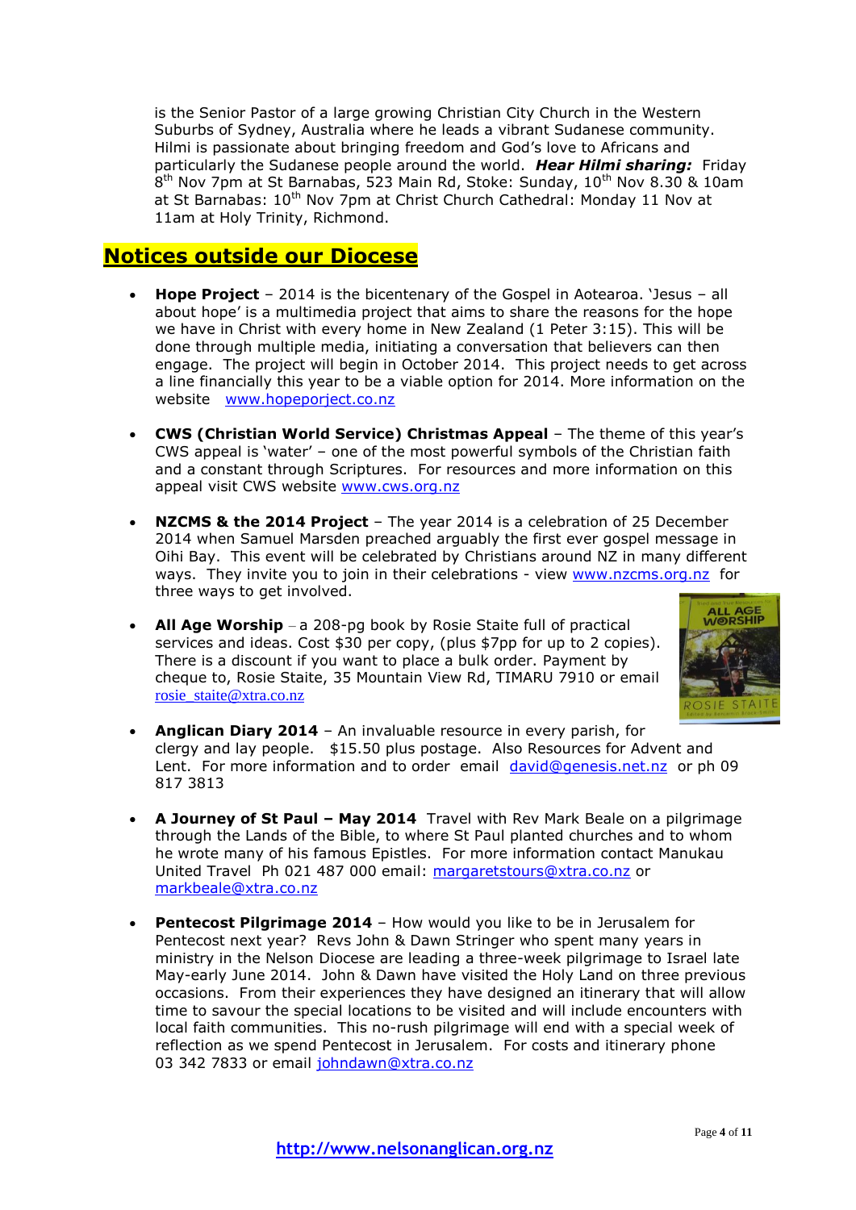is the Senior Pastor of a large growing Christian City Church in the Western Suburbs of Sydney, Australia where he leads a vibrant Sudanese community. Hilmi is passionate about bringing freedom and God's love to Africans and particularly the Sudanese people around the world. ***Hear Hilmi sharing:*** Friday 8th Nov 7pm at St Barnabas, 523 Main Rd, Stoke: Sunday, 10th Nov 8.30 & 10am at St Barnabas: 10th Nov 7pm at Christ Church Cathedral: Monday 11 Nov at 11am at Holy Trinity, Richmond.

## Notices outside our Diocese

- **Hope Project** – 2014 is the bicentenary of the Gospel in Aotearoa. 'Jesus – all about hope' is a multimedia project that aims to share the reasons for the hope we have in Christ with every home in New Zealand (1 Peter 3:15). This will be done through multiple media, initiating a conversation that believers can then engage. The project will begin in October 2014. This project needs to get across a line financially this year to be a viable option for 2014. More information on the website www.hopeporject.co.nz

- **CWS (Christian World Service) Christmas Appeal** – The theme of this year's CWS appeal is 'water' – one of the most powerful symbols of the Christian faith and a constant through Scriptures. For resources and more information on this appeal visit CWS website www.cws.org.nz

- **NZCMS & the 2014 Project** – The year 2014 is a celebration of 25 December 2014 when Samuel Marsden preached arguably the first ever gospel message in Oihi Bay. This event will be celebrated by Christians around NZ in many different ways. They invite you to join in their celebrations - view www.nzcms.org.nz for three ways to get involved.

- **All Age Worship** – a 208-pg book by Rosie Staite full of practical services and ideas. Cost $30 per copy, (plus $7pp for up to 2 copies). There is a discount if you want to place a bulk order. Payment by cheque to, Rosie Staite, 35 Mountain View Rd, TIMARU 7910 or email rosie_staite@xtra.co.nz

- **Anglican Diary 2014** – An invaluable resource in every parish, for clergy and lay people. $15.50 plus postage. Also Resources for Advent and Lent. For more information and to order email david@genesis.net.nz or ph 09 817 3813

- **A Journey of St Paul – May 2014** Travel with Rev Mark Beale on a pilgrimage through the Lands of the Bible, to where St Paul planted churches and to whom he wrote many of his famous Epistles. For more information contact Manukau United Travel Ph 021 487 000 email: margaretstours@xtra.co.nz or markbeale@xtra.co.nz

- **Pentecost Pilgrimage 2014** – How would you like to be in Jerusalem for Pentecost next year? Revs John & Dawn Stringer who spent many years in ministry in the Nelson Diocese are leading a three-week pilgrimage to Israel late May-early June 2014. John & Dawn have visited the Holy Land on three previous occasions. From their experiences they have designed an itinerary that will allow time to savour the special locations to be visited and will include encounters with local faith communities. This no-rush pilgrimage will end with a special week of reflection as we spend Pentecost in Jerusalem. For costs and itinerary phone 03 342 7833 or email johndawn@xtra.co.nz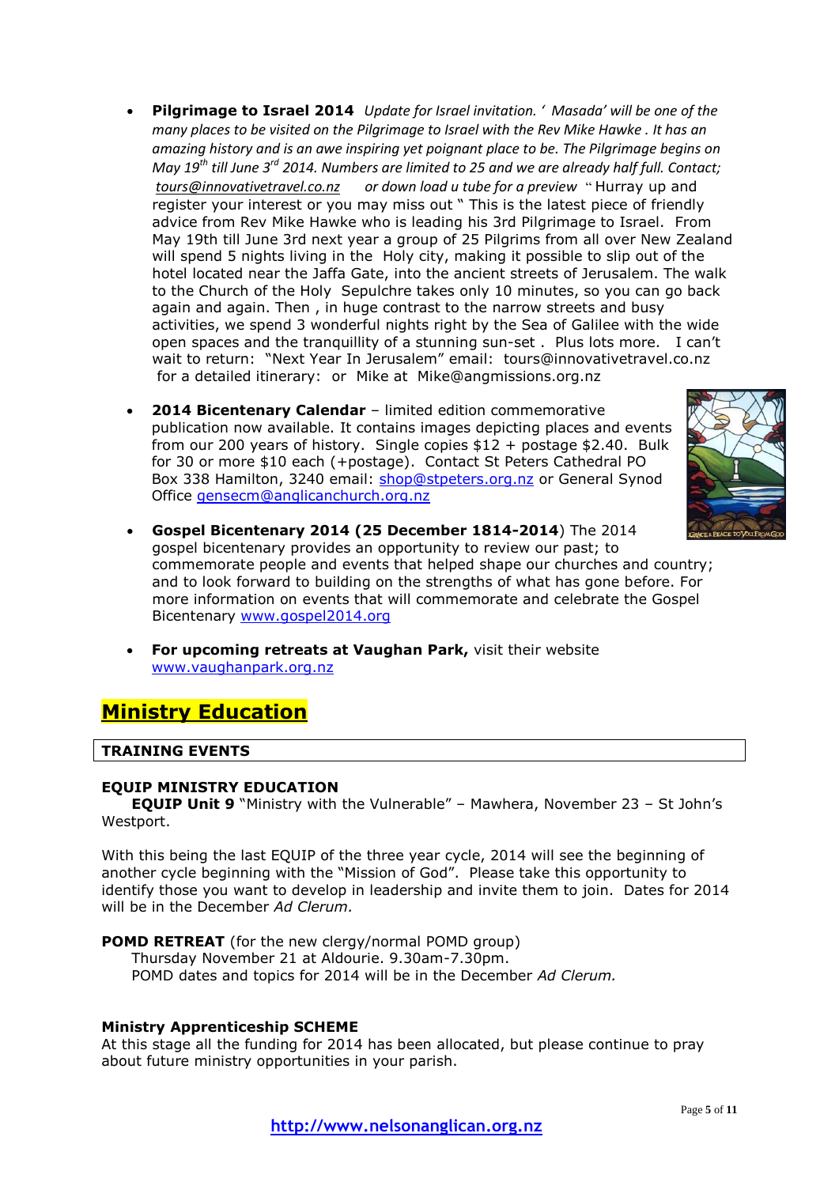- **Pilgrimage to Israel 2014** *Update for Israel invitation. ' Masada' will be one of the many places to be visited on the Pilgrimage to Israel with the Rev Mike Hawke . It has an amazing history and is an awe inspiring yet poignant place to be. The Pilgrimage begins on May 19th till June 3rd 2014. Numbers are limited to 25 and we are already half full. Contact; tours@innovativetravel.co.nz or down load u tube for a preview* " Hurray up and register your interest or you may miss out " This is the latest piece of friendly advice from Rev Mike Hawke who is leading his 3rd Pilgrimage to Israel. From May 19th till June 3rd next year a group of 25 Pilgrims from all over New Zealand will spend 5 nights living in the Holy city, making it possible to slip out of the hotel located near the Jaffa Gate, into the ancient streets of Jerusalem. The walk to the Church of the Holy Sepulchre takes only 10 minutes, so you can go back again and again. Then , in huge contrast to the narrow streets and busy activities, we spend 3 wonderful nights right by the Sea of Galilee with the wide open spaces and the tranquillity of a stunning sun-set . Plus lots more. I can't wait to return: "Next Year In Jerusalem" email: tours@innovativetravel.co.nz for a detailed itinerary: or Mike at Mike@angmissions.org.nz

- **2014 Bicentenary Calendar** – limited edition commemorative publication now available. It contains images depicting places and events from our 200 years of history. Single copies $12 + postage $2.40. Bulk for 30 or more $10 each (+postage). Contact St Peters Cathedral PO Box 338 Hamilton, 3240 email: shop@stpeters.org.nz or General Synod Office gensecm@anglicanchurch.org.nz

- **Gospel Bicentenary 2014 (25 December 1814-2014**) The 2014 gospel bicentenary provides an opportunity to review our past; to commemorate people and events that helped shape our churches and country; and to look forward to building on the strengths of what has gone before. For more information on events that will commemorate and celebrate the Gospel Bicentenary www.gospel2014.org

- **For upcoming retreats at Vaughan Park,** visit their website www.vaughanpark.org.nz

# Ministry Education

## TRAINING EVENTS

### EQUIP MINISTRY EDUCATION

**EQUIP Unit 9** "Ministry with the Vulnerable" – Mawhera, November 23 – St John's Westport.

With this being the last EQUIP of the three year cycle, 2014 will see the beginning of another cycle beginning with the "Mission of God". Please take this opportunity to identify those you want to develop in leadership and invite them to join. Dates for 2014 will be in the December *Ad Clerum.*

**POMD RETREAT** (for the new clergy/normal POMD group)
Thursday November 21 at Aldourie. 9.30am-7.30pm.
POMD dates and topics for 2014 will be in the December *Ad Clerum.*

### Ministry Apprenticeship SCHEME

At this stage all the funding for 2014 has been allocated, but please continue to pray about future ministry opportunities in your parish.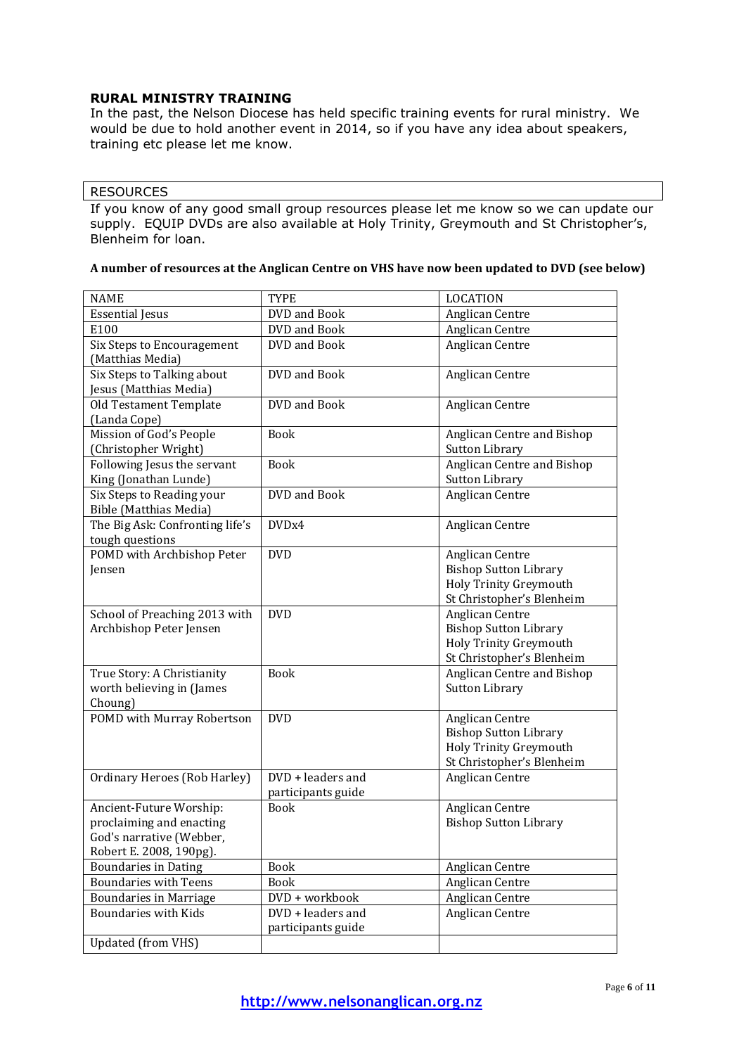## RURAL MINISTRY TRAINING

In the past, the Nelson Diocese has held specific training events for rural ministry. We would be due to hold another event in 2014, so if you have any idea about speakers, training etc please let me know.

## RESOURCES

If you know of any good small group resources please let me know so we can update our supply. EQUIP DVDs are also available at Holy Trinity, Greymouth and St Christopher's, Blenheim for loan.

**A number of resources at the Anglican Centre on VHS have now been updated to DVD (see below)**

| NAME | TYPE | LOCATION |
|---|---|---|
| Essential Jesus | DVD and Book | Anglican Centre |
| E100 | DVD and Book | Anglican Centre |
| Six Steps to Encouragement (Matthias Media) | DVD and Book | Anglican Centre |
| Six Steps to Talking about Jesus (Matthias Media) | DVD and Book | Anglican Centre |
| Old Testament Template (Landa Cope) | DVD and Book | Anglican Centre |
| Mission of God's People (Christopher Wright) | Book | Anglican Centre and Bishop Sutton Library |
| Following Jesus the servant King (Jonathan Lunde) | Book | Anglican Centre and Bishop Sutton Library |
| Six Steps to Reading your Bible (Matthias Media) | DVD and Book | Anglican Centre |
| The Big Ask: Confronting life's tough questions | DVDx4 | Anglican Centre |
| POMD with Archbishop Peter Jensen | DVD | Anglican Centre<br>Bishop Sutton Library<br>Holy Trinity Greymouth<br>St Christopher's Blenheim |
| School of Preaching 2013 with Archbishop Peter Jensen | DVD | Anglican Centre<br>Bishop Sutton Library<br>Holy Trinity Greymouth<br>St Christopher's Blenheim |
| True Story: A Christianity worth believing in (James Choung) | Book | Anglican Centre and Bishop Sutton Library |
| POMD with Murray Robertson | DVD | Anglican Centre<br>Bishop Sutton Library<br>Holy Trinity Greymouth<br>St Christopher's Blenheim |
| Ordinary Heroes (Rob Harley) | DVD + leaders and participants guide | Anglican Centre |
| Ancient-Future Worship: proclaiming and enacting God's narrative (Webber, Robert E. 2008, 190pg). | Book | Anglican Centre<br>Bishop Sutton Library |
| Boundaries in Dating | Book | Anglican Centre |
| Boundaries with Teens | Book | Anglican Centre |
| Boundaries in Marriage | DVD + workbook | Anglican Centre |
| Boundaries with Kids | DVD + leaders and participants guide | Anglican Centre |
| Updated (from VHS) | | |

**http://www.nelsonanglican.org.nz**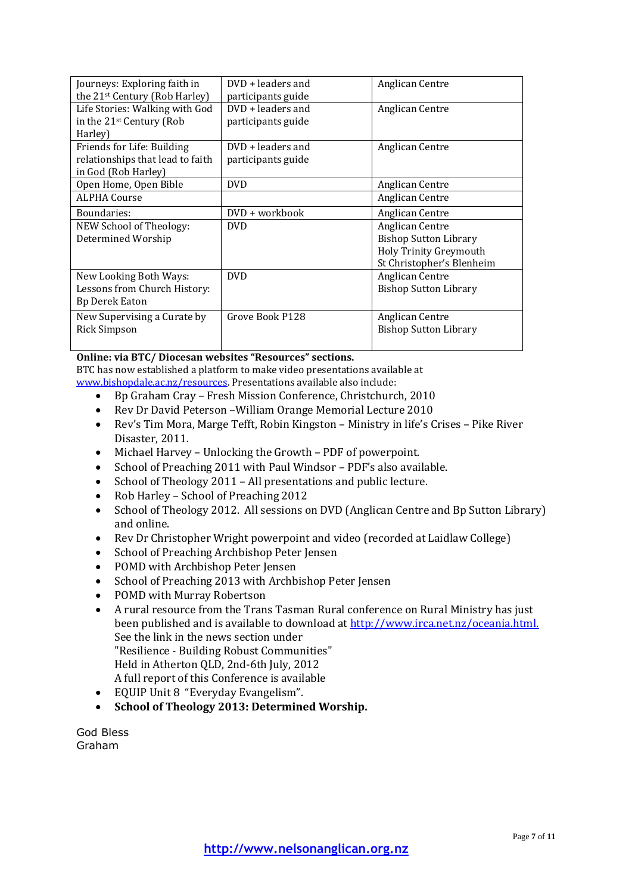| Journeys: Exploring faith in the 21st Century (Rob Harley) | DVD + leaders and participants guide | Anglican Centre |
|---|---|---|
| Life Stories: Walking with God in the 21st Century (Rob Harley) | DVD + leaders and participants guide | Anglican Centre |
| Friends for Life: Building relationships that lead to faith in God (Rob Harley) | DVD + leaders and participants guide | Anglican Centre |
| Open Home, Open Bible | DVD | Anglican Centre |
| ALPHA Course | | Anglican Centre |
| Boundaries: | DVD + workbook | Anglican Centre |
| NEW School of Theology: Determined Worship | DVD | Anglican Centre<br>Bishop Sutton Library<br>Holy Trinity Greymouth<br>St Christopher's Blenheim |
| New Looking Both Ways: Lessons from Church History: Bp Derek Eaton | DVD | Anglican Centre<br>Bishop Sutton Library |
| New Supervising a Curate by Rick Simpson | Grove Book P128 | Anglican Centre<br>Bishop Sutton Library |

**Online: via BTC/ Diocesan websites "Resources" sections.**

BTC has now established a platform to make video presentations available at www.bishopdale.ac.nz/resources. Presentations available also include:

- Bp Graham Cray – Fresh Mission Conference, Christchurch, 2010
- Rev Dr David Peterson –William Orange Memorial Lecture 2010
- Rev's Tim Mora, Marge Tefft, Robin Kingston – Ministry in life's Crises – Pike River Disaster, 2011.
- Michael Harvey – Unlocking the Growth – PDF of powerpoint.
- School of Preaching 2011 with Paul Windsor – PDF's also available.
- School of Theology 2011 – All presentations and public lecture.
- Rob Harley – School of Preaching 2012
- School of Theology 2012. All sessions on DVD (Anglican Centre and Bp Sutton Library) and online.
- Rev Dr Christopher Wright powerpoint and video (recorded at Laidlaw College)
- School of Preaching Archbishop Peter Jensen
- POMD with Archbishop Peter Jensen
- School of Preaching 2013 with Archbishop Peter Jensen
- POMD with Murray Robertson
- A rural resource from the Trans Tasman Rural conference on Rural Ministry has just been published and is available to download at http://www.irca.net.nz/oceania.html. See the link in the news section under "Resilience - Building Robust Communities" Held in Atherton QLD, 2nd-6th July, 2012 A full report of this Conference is available
- EQUIP Unit 8 "Everyday Evangelism".
- **School of Theology 2013: Determined Worship.**

God Bless
Graham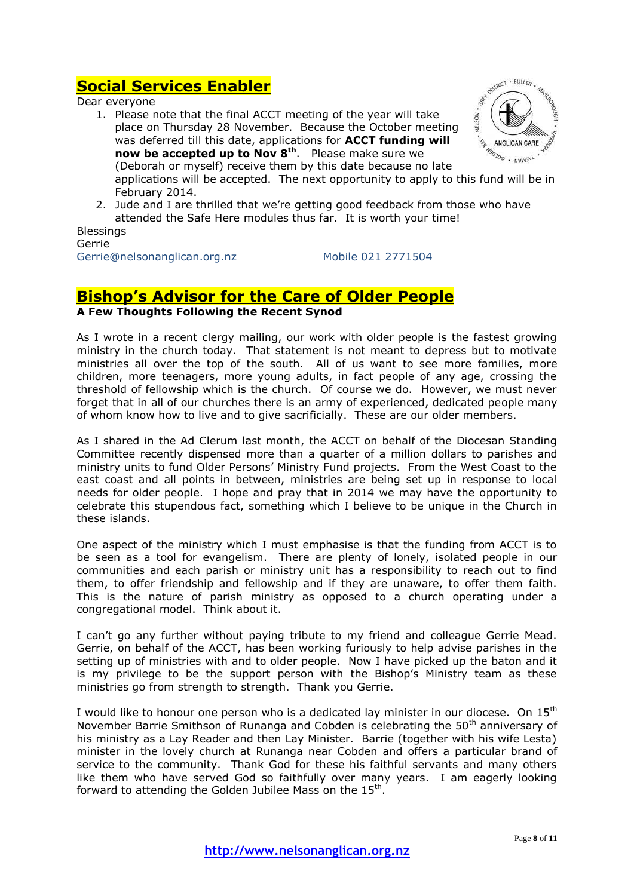## Social Services Enabler

Dear everyone

1. Please note that the final ACCT meeting of the year will take place on Thursday 28 November. Because the October meeting was deferred till this date, applications for **ACCT funding will now be accepted up to Nov 8th**. Please make sure we (Deborah or myself) receive them by this date because no late applications will be accepted. The next opportunity to apply to this fund will be in February 2014.
2. Jude and I are thrilled that we're getting good feedback from those who have attended the Safe Here modules thus far. It is worth your time!

Blessings
Gerrie
Gerrie@nelsonanglican.org.nz Mobile 021 2771504

## Bishop's Advisor for the Care of Older People

**A Few Thoughts Following the Recent Synod**

As I wrote in a recent clergy mailing, our work with older people is the fastest growing ministry in the church today. That statement is not meant to depress but to motivate ministries all over the top of the south. All of us want to see more families, more children, more teenagers, more young adults, in fact people of any age, crossing the threshold of fellowship which is the church. Of course we do. However, we must never forget that in all of our churches there is an army of experienced, dedicated people many of whom know how to live and to give sacrificially. These are our older members.

As I shared in the Ad Clerum last month, the ACCT on behalf of the Diocesan Standing Committee recently dispensed more than a quarter of a million dollars to parishes and ministry units to fund Older Persons' Ministry Fund projects. From the West Coast to the east coast and all points in between, ministries are being set up in response to local needs for older people. I hope and pray that in 2014 we may have the opportunity to celebrate this stupendous fact, something which I believe to be unique in the Church in these islands.

One aspect of the ministry which I must emphasise is that the funding from ACCT is to be seen as a tool for evangelism. There are plenty of lonely, isolated people in our communities and each parish or ministry unit has a responsibility to reach out to find them, to offer friendship and fellowship and if they are unaware, to offer them faith. This is the nature of parish ministry as opposed to a church operating under a congregational model. Think about it.

I can't go any further without paying tribute to my friend and colleague Gerrie Mead. Gerrie, on behalf of the ACCT, has been working furiously to help advise parishes in the setting up of ministries with and to older people. Now I have picked up the baton and it is my privilege to be the support person with the Bishop's Ministry team as these ministries go from strength to strength. Thank you Gerrie.

I would like to honour one person who is a dedicated lay minister in our diocese. On 15th November Barrie Smithson of Runanga and Cobden is celebrating the 50th anniversary of his ministry as a Lay Reader and then Lay Minister. Barrie (together with his wife Lesta) minister in the lovely church at Runanga near Cobden and offers a particular brand of service to the community. Thank God for these his faithful servants and many others like them who have served God so faithfully over many years. I am eagerly looking forward to attending the Golden Jubilee Mass on the 15th.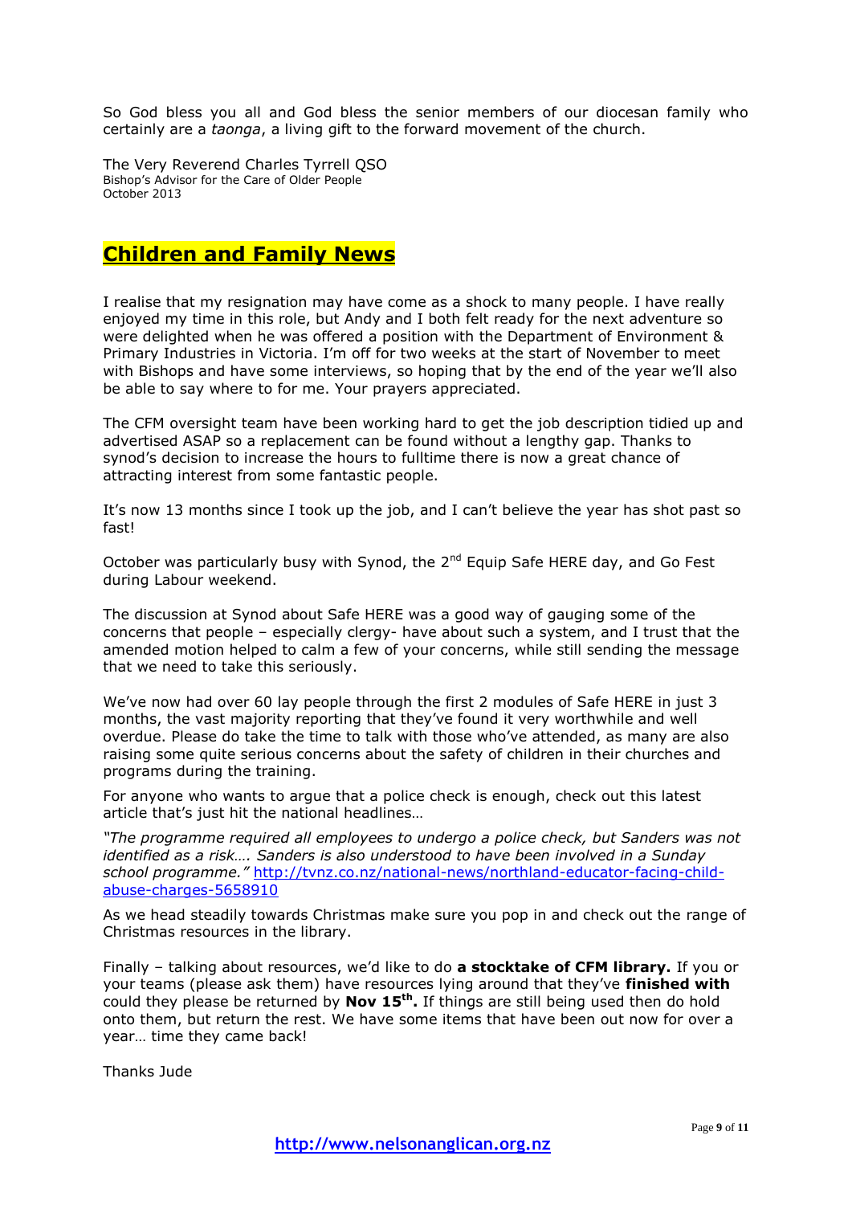So God bless you all and God bless the senior members of our diocesan family who certainly are a *taonga*, a living gift to the forward movement of the church.

The Very Reverend Charles Tyrrell QSO
Bishop's Advisor for the Care of Older People
October 2013

## Children and Family News

I realise that my resignation may have come as a shock to many people. I have really enjoyed my time in this role, but Andy and I both felt ready for the next adventure so were delighted when he was offered a position with the Department of Environment & Primary Industries in Victoria. I'm off for two weeks at the start of November to meet with Bishops and have some interviews, so hoping that by the end of the year we'll also be able to say where to for me. Your prayers appreciated.

The CFM oversight team have been working hard to get the job description tidied up and advertised ASAP so a replacement can be found without a lengthy gap. Thanks to synod's decision to increase the hours to fulltime there is now a great chance of attracting interest from some fantastic people.

It's now 13 months since I took up the job, and I can't believe the year has shot past so fast!

October was particularly busy with Synod, the 2nd Equip Safe HERE day, and Go Fest during Labour weekend.

The discussion at Synod about Safe HERE was a good way of gauging some of the concerns that people – especially clergy- have about such a system, and I trust that the amended motion helped to calm a few of your concerns, while still sending the message that we need to take this seriously.

We've now had over 60 lay people through the first 2 modules of Safe HERE in just 3 months, the vast majority reporting that they've found it very worthwhile and well overdue. Please do take the time to talk with those who've attended, as many are also raising some quite serious concerns about the safety of children in their churches and programs during the training.

For anyone who wants to argue that a police check is enough, check out this latest article that's just hit the national headlines…

*"The programme required all employees to undergo a police check, but Sanders was not identified as a risk…. Sanders is also understood to have been involved in a Sunday school programme."* http://tvnz.co.nz/national-news/northland-educator-facing-child-abuse-charges-5658910

As we head steadily towards Christmas make sure you pop in and check out the range of Christmas resources in the library.

Finally – talking about resources, we'd like to do **a stocktake of CFM library.** If you or your teams (please ask them) have resources lying around that they've **finished with** could they please be returned by **Nov 15th.** If things are still being used then do hold onto them, but return the rest. We have some items that have been out now for over a year… time they came back!

Thanks Jude

http://www.nelsonanglican.org.nz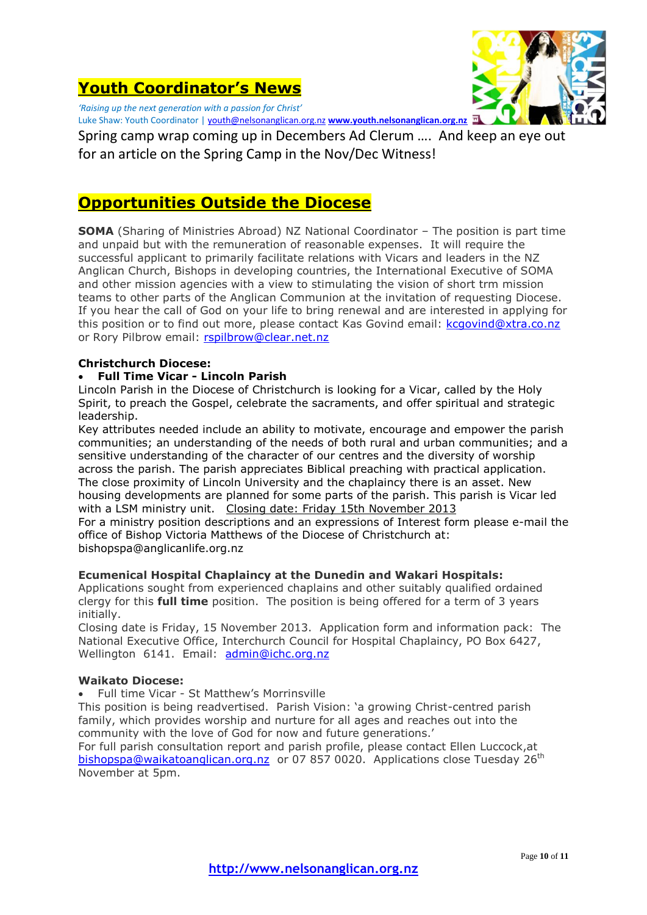## Youth Coordinator's News

*'Raising up the next generation with a passion for Christ'*
Luke Shaw: Youth Coordinator | youth@nelsonanglican.org.nz **www.youth.nelsonanglican.org.nz**

Spring camp wrap coming up in Decembers Ad Clerum …. And keep an eye out for an article on the Spring Camp in the Nov/Dec Witness!

## Opportunities Outside the Diocese

**SOMA** (Sharing of Ministries Abroad) NZ National Coordinator – The position is part time and unpaid but with the remuneration of reasonable expenses. It will require the successful applicant to primarily facilitate relations with Vicars and leaders in the NZ Anglican Church, Bishops in developing countries, the International Executive of SOMA and other mission agencies with a view to stimulating the vision of short trm mission teams to other parts of the Anglican Communion at the invitation of requesting Diocese. If you hear the call of God on your life to bring renewal and are interested in applying for this position or to find out more, please contact Kas Govind email: kcgovind@xtra.co.nz or Rory Pilbrow email: rspilbrow@clear.net.nz

**Christchurch Diocese:**

- **Full Time Vicar - Lincoln Parish**

Lincoln Parish in the Diocese of Christchurch is looking for a Vicar, called by the Holy Spirit, to preach the Gospel, celebrate the sacraments, and offer spiritual and strategic leadership.
Key attributes needed include an ability to motivate, encourage and empower the parish communities; an understanding of the needs of both rural and urban communities; and a sensitive understanding of the character of our centres and the diversity of worship across the parish. The parish appreciates Biblical preaching with practical application. The close proximity of Lincoln University and the chaplaincy there is an asset. New housing developments are planned for some parts of the parish. This parish is Vicar led with a LSM ministry unit. Closing date: Friday 15th November 2013
For a ministry position descriptions and an expressions of Interest form please e-mail the office of Bishop Victoria Matthews of the Diocese of Christchurch at: bishopspa@anglicanlife.org.nz

**Ecumenical Hospital Chaplaincy at the Dunedin and Wakari Hospitals:**
Applications sought from experienced chaplains and other suitably qualified ordained clergy for this **full time** position. The position is being offered for a term of 3 years initially.
Closing date is Friday, 15 November 2013. Application form and information pack: The National Executive Office, Interchurch Council for Hospital Chaplaincy, PO Box 6427, Wellington 6141. Email: admin@ichc.org.nz

**Waikato Diocese:**

- Full time Vicar - St Matthew's Morrinsville

This position is being readvertised. Parish Vision: 'a growing Christ-centred parish family, which provides worship and nurture for all ages and reaches out into the community with the love of God for now and future generations.'
For full parish consultation report and parish profile, please contact Ellen Luccock,at bishopspa@waikatoanglican.org.nz or 07 857 0020. Applications close Tuesday 26th November at 5pm.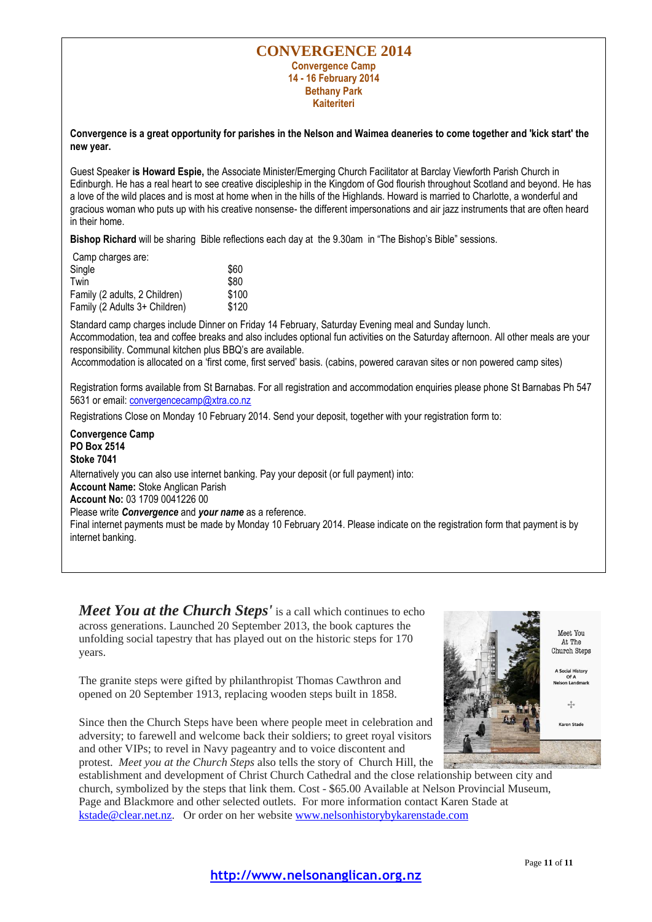# CONVERGENCE 2014

**Convergence Camp**
**14 - 16 February 2014**
**Bethany Park**
**Kaiteriteri**

**Convergence is a great opportunity for parishes in the Nelson and Waimea deaneries to come together and 'kick start' the new year.**

Guest Speaker **is Howard Espie,** the Associate Minister/Emerging Church Facilitator at Barclay Viewforth Parish Church in Edinburgh. He has a real heart to see creative discipleship in the Kingdom of God flourish throughout Scotland and beyond. He has a love of the wild places and is most at home when in the hills of the Highlands. Howard is married to Charlotte, a wonderful and gracious woman who puts up with his creative nonsense- the different impersonations and air jazz instruments that are often heard in their home.

**Bishop Richard** will be sharing Bible reflections each day at the 9.30am in "The Bishop's Bible" sessions.

Camp charges are:

| | |
|---|---|
| Single | $60 |
| Twin | $80 |
| Family (2 adults, 2 Children) | $100 |
| Family (2 Adults 3+ Children) | $120 |

Standard camp charges include Dinner on Friday 14 February, Saturday Evening meal and Sunday lunch.
Accommodation, tea and coffee breaks and also includes optional fun activities on the Saturday afternoon. All other meals are your responsibility. Communal kitchen plus BBQ's are available.
Accommodation is allocated on a 'first come, first served' basis. (cabins, powered caravan sites or non powered camp sites)

Registration forms available from St Barnabas. For all registration and accommodation enquiries please phone St Barnabas Ph 547 5631 or email: convergencecamp@xtra.co.nz

Registrations Close on Monday 10 February 2014. Send your deposit, together with your registration form to:

**Convergence Camp**
**PO Box 2514**
**Stoke 7041**

Alternatively you can also use internet banking. Pay your deposit (or full payment) into:
**Account Name:** Stoke Anglican Parish
**Account No:** 03 1709 0041226 00
Please write ***Convergence*** and ***your name*** as a reference.
Final internet payments must be made by Monday 10 February 2014. Please indicate on the registration form that payment is by internet banking.

***Meet You at the Church Steps'*** is a call which continues to echo across generations. Launched 20 September 2013, the book captures the unfolding social tapestry that has played out on the historic steps for 170 years.

The granite steps were gifted by philanthropist Thomas Cawthron and opened on 20 September 1913, replacing wooden steps built in 1858.

Since then the Church Steps have been where people meet in celebration and adversity; to farewell and welcome back their soldiers; to greet royal visitors and other VIPs; to revel in Navy pageantry and to voice discontent and protest. *Meet you at the Church Steps* also tells the story of Church Hill, the establishment and development of Christ Church Cathedral and the close relationship between city and church, symbolized by the steps that link them. Cost - $65.00 Available at Nelson Provincial Museum, Page and Blackmore and other selected outlets. For more information contact Karen Stade at kstade@clear.net.nz. Or order on her website www.nelsonhistorybykarenstade.com

http://www.nelsonanglican.org.nz